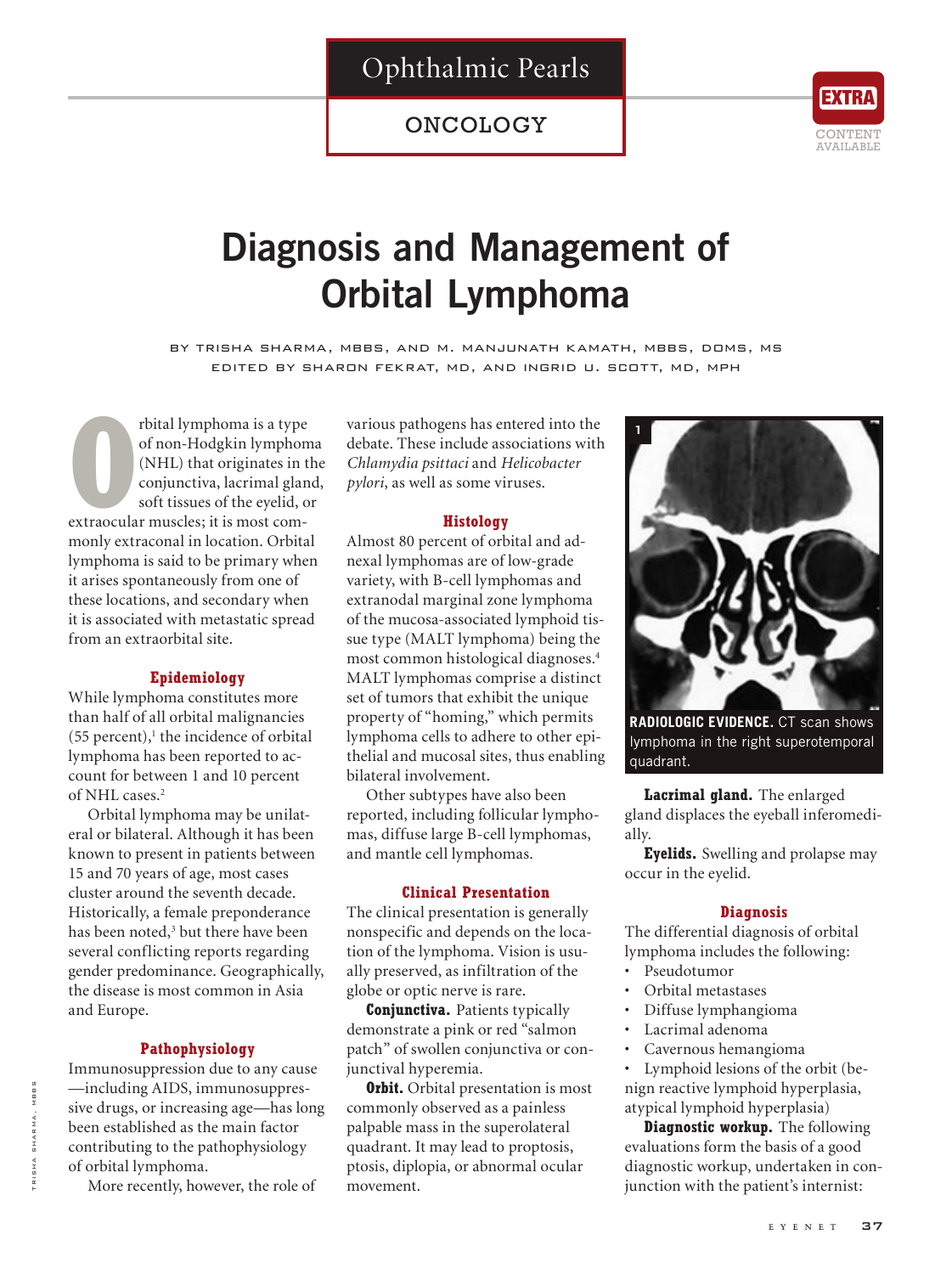Ophthalmic Pearls

ONCOLOGY

# Diagnosis and Management of Orbital Lymphoma

BY TRISHA SHARMA, MBBS, AND M. MANJUNATH KAMATH, MBBS, DOMS, MS
EDITED BY SHARON FEKRAT, MD, AND INGRID U. SCOTT, MD, MPH

Orbital lymphoma is a type of non-Hodgkin lymphoma (NHL) that originates in the conjunctiva, lacrimal gland, soft tissues of the eyelid, or extraocular muscles; it is most commonly extraconal in location. Orbital lymphoma is said to be primary when it arises spontaneously from one of these locations, and secondary when it is associated with metastatic spread from an extraorbital site.

## Epidemiology

While lymphoma constitutes more than half of all orbital malignancies (55 percent),[1] the incidence of orbital lymphoma has been reported to account for between 1 and 10 percent of NHL cases.[2]

Orbital lymphoma may be unilateral or bilateral. Although it has been known to present in patients between 15 and 70 years of age, most cases cluster around the seventh decade. Historically, a female preponderance has been noted,[3] but there have been several conflicting reports regarding gender predominance. Geographically, the disease is most common in Asia and Europe.

## Pathophysiology

Immunosuppression due to any cause—including AIDS, immunosuppressive drugs, or increasing age—has long been established as the main factor contributing to the pathophysiology of orbital lymphoma.

More recently, however, the role of various pathogens has entered into the debate. These include associations with *Chlamydia psittaci* and *Helicobacter pylori*, as well as some viruses.

## Histology

Almost 80 percent of orbital and adnexal lymphomas are of low-grade variety, with B-cell lymphomas and extranodal marginal zone lymphoma of the mucosa-associated lymphoid tissue type (MALT lymphoma) being the most common histological diagnoses.[4] MALT lymphomas comprise a distinct set of tumors that exhibit the unique property of "homing," which permits lymphoma cells to adhere to other epithelial and mucosal sites, thus enabling bilateral involvement.

Other subtypes have also been reported, including follicular lymphomas, diffuse large B-cell lymphomas, and mantle cell lymphomas.

## Clinical Presentation

The clinical presentation is generally nonspecific and depends on the location of the lymphoma. Vision is usually preserved, as infiltration of the globe or optic nerve is rare.

**Conjunctiva.** Patients typically demonstrate a pink or red "salmon patch" of swollen conjunctiva or conjunctival hyperemia.

**Orbit.** Orbital presentation is most commonly observed as a painless palpable mass in the superolateral quadrant. It may lead to proptosis, ptosis, diplopia, or abnormal ocular movement.

**RADIOLOGIC EVIDENCE.** CT scan shows lymphoma in the right superotemporal quadrant.

**Lacrimal gland.** The enlarged gland displaces the eyeball inferomedially.

**Eyelids.** Swelling and prolapse may occur in the eyelid.

## Diagnosis

The differential diagnosis of orbital lymphoma includes the following:

- Pseudotumor
- Orbital metastases
- Diffuse lymphangioma
- Lacrimal adenoma
- Cavernous hemangioma
- Lymphoid lesions of the orbit (benign reactive lymphoid hyperplasia, atypical lymphoid hyperplasia)

**Diagnostic workup.** The following evaluations form the basis of a good diagnostic workup, undertaken in conjunction with the patient's internist: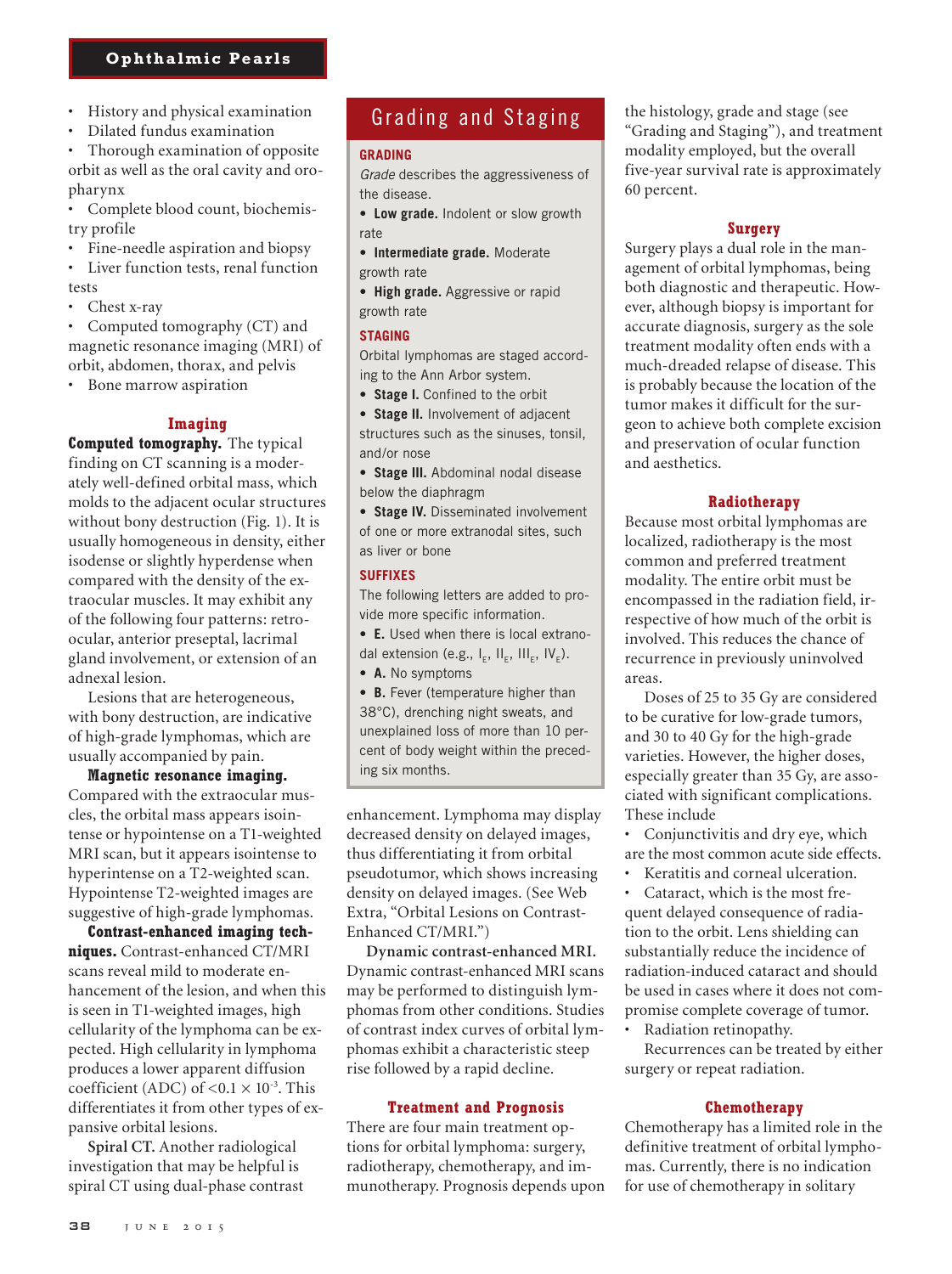- History and physical examination
- Dilated fundus examination
- Thorough examination of opposite orbit as well as the oral cavity and oropharynx
- Complete blood count, biochemistry profile
- Fine-needle aspiration and biopsy
- Liver function tests, renal function tests
- Chest x-ray
- Computed tomography (CT) and magnetic resonance imaging (MRI) of orbit, abdomen, thorax, and pelvis
- Bone marrow aspiration

### Imaging

**Computed tomography.** The typical finding on CT scanning is a moderately well-defined orbital mass, which molds to the adjacent ocular structures without bony destruction (Fig. 1). It is usually homogeneous in density, either isodense or slightly hyperdense when compared with the density of the extraocular muscles. It may exhibit any of the following four patterns: retroocular, anterior preseptal, lacrimal gland involvement, or extension of an adnexal lesion.

Lesions that are heterogeneous, with bony destruction, are indicative of high-grade lymphomas, which are usually accompanied by pain.

**Magnetic resonance imaging.** Compared with the extraocular muscles, the orbital mass appears isointense or hypointense on a T1-weighted MRI scan, but it appears isointense to hyperintense on a T2-weighted scan. Hypointense T2-weighted images are suggestive of high-grade lymphomas.

**Contrast-enhanced imaging techniques.** Contrast-enhanced CT/MRI scans reveal mild to moderate enhancement of the lesion, and when this is seen in T1-weighted images, high cellularity of the lymphoma can be expected. High cellularity in lymphoma produces a lower apparent diffusion coefficient (ADC) of $<0.1 \times 10^{-3}$. This differentiates it from other types of expansive orbital lesions.

**Spiral CT.** Another radiological investigation that may be helpful is spiral CT using dual-phase contrast enhancement. Lymphoma may display decreased density on delayed images, thus differentiating it from orbital pseudotumor, which shows increasing density on delayed images. (See Web Extra, "Orbital Lesions on Contrast-Enhanced CT/MRI.")

**Dynamic contrast-enhanced MRI.** Dynamic contrast-enhanced MRI scans may be performed to distinguish lymphomas from other conditions. Studies of contrast index curves of orbital lymphomas exhibit a characteristic steep rise followed by a rapid decline.

## Grading and Staging

**GRADING**

*Grade* describes the aggressiveness of the disease.

- **Low grade.** Indolent or slow growth rate
- **Intermediate grade.** Moderate growth rate
- **High grade.** Aggressive or rapid growth rate

**STAGING**

Orbital lymphomas are staged according to the Ann Arbor system.

- **Stage I.** Confined to the orbit
- **Stage II.** Involvement of adjacent structures such as the sinuses, tonsil, and/or nose
- **Stage III.** Abdominal nodal disease below the diaphragm
- **Stage IV.** Disseminated involvement of one or more extranodal sites, such as liver or bone

**SUFFIXES**

The following letters are added to provide more specific information.

- **E.** Used when there is local extranodal extension (e.g., $I_E$, $II_E$, $III_E$, $IV_E$).
- **A.** No symptoms
- **B.** Fever (temperature higher than 38°C), drenching night sweats, and unexplained loss of more than 10 percent of body weight within the preceding six months.

### Treatment and Prognosis

There are four main treatment options for orbital lymphoma: surgery, radiotherapy, chemotherapy, and immunotherapy. Prognosis depends upon the histology, grade and stage (see "Grading and Staging"), and treatment modality employed, but the overall five-year survival rate is approximately 60 percent.

### Surgery

Surgery plays a dual role in the management of orbital lymphomas, being both diagnostic and therapeutic. However, although biopsy is important for accurate diagnosis, surgery as the sole treatment modality often ends with a much-dreaded relapse of disease. This is probably because the location of the tumor makes it difficult for the surgeon to achieve both complete excision and preservation of ocular function and aesthetics.

### Radiotherapy

Because most orbital lymphomas are localized, radiotherapy is the most common and preferred treatment modality. The entire orbit must be encompassed in the radiation field, irrespective of how much of the orbit is involved. This reduces the chance of recurrence in previously uninvolved areas.

Doses of 25 to 35 Gy are considered to be curative for low-grade tumors, and 30 to 40 Gy for the high-grade varieties. However, the higher doses, especially greater than 35 Gy, are associated with significant complications. These include

- Conjunctivitis and dry eye, which are the most common acute side effects.
- Keratitis and corneal ulceration.
- Cataract, which is the most frequent delayed consequence of radiation to the orbit. Lens shielding can substantially reduce the incidence of radiation-induced cataract and should be used in cases where it does not compromise complete coverage of tumor.
- Radiation retinopathy.

Recurrences can be treated by either surgery or repeat radiation.

### Chemotherapy

Chemotherapy has a limited role in the definitive treatment of orbital lymphomas. Currently, there is no indication for use of chemotherapy in solitary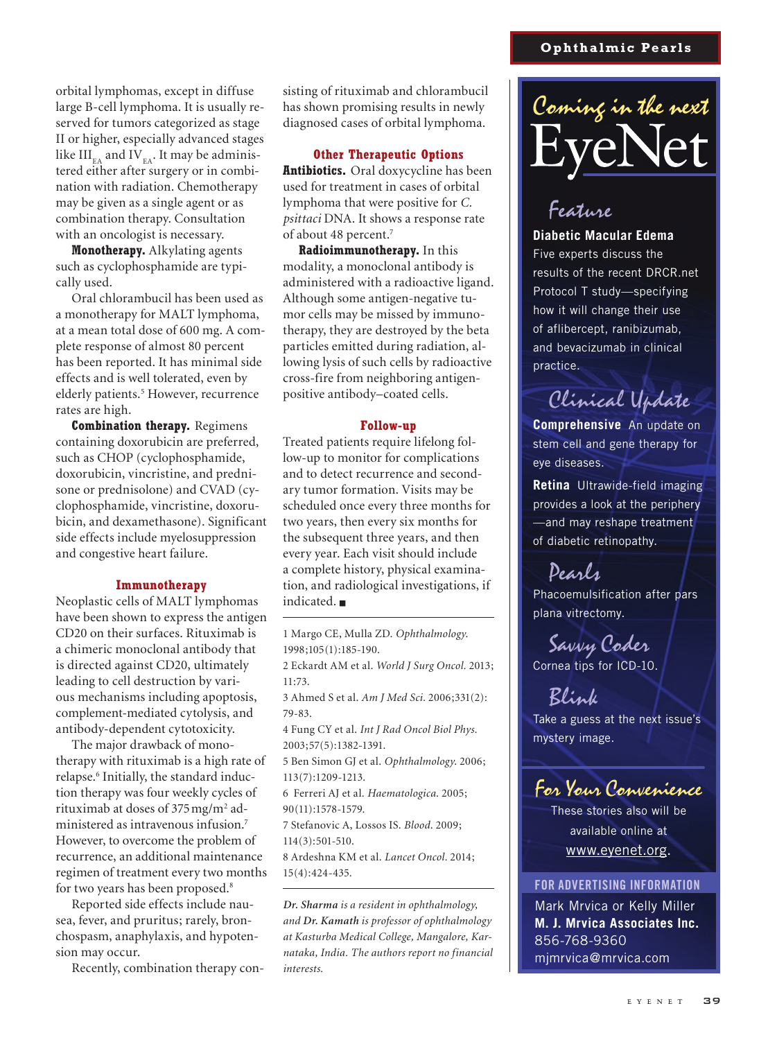orbital lymphomas, except in diffuse large B-cell lymphoma. It is usually reserved for tumors categorized as stage II or higher, especially advanced stages like $III_{EA}$ and $IV_{EA}$. It may be administered either after surgery or in combination with radiation. Chemotherapy may be given as a single agent or as combination therapy. Consultation with an oncologist is necessary.

**Monotherapy.** Alkylating agents such as cyclophosphamide are typically used.

Oral chlorambucil has been used as a monotherapy for MALT lymphoma, at a mean total dose of 600 mg. A complete response of almost 80 percent has been reported. It has minimal side effects and is well tolerated, even by elderly patients.[5] However, recurrence rates are high.

**Combination therapy.** Regimens containing doxorubicin are preferred, such as CHOP (cyclophosphamide, doxorubicin, vincristine, and prednisone or prednisolone) and CVAD (cyclophosphamide, vincristine, doxorubicin, and dexamethasone). Significant side effects include myelosuppression and congestive heart failure.

### Immunotherapy

Neoplastic cells of MALT lymphomas have been shown to express the antigen CD20 on their surfaces. Rituximab is a chimeric monoclonal antibody that is directed against CD20, ultimately leading to cell destruction by various mechanisms including apoptosis, complement-mediated cytolysis, and antibody-dependent cytotoxicity.

The major drawback of monotherapy with rituximab is a high rate of relapse.[6] Initially, the standard induction therapy was four weekly cycles of rituximab at doses of 375 mg/m$^2$ administered as intravenous infusion.[7] However, to overcome the problem of recurrence, an additional maintenance regimen of treatment every two months for two years has been proposed.[8]

Reported side effects include nausea, fever, and pruritus; rarely, bronchospasm, anaphylaxis, and hypotension may occur.

Recently, combination therapy consisting of rituximab and chlorambucil has shown promising results in newly diagnosed cases of orbital lymphoma.

### Other Therapeutic Options

**Antibiotics.** Oral doxycycline has been used for treatment in cases of orbital lymphoma that were positive for *C. psittaci* DNA. It shows a response rate of about 48 percent.[7]

**Radioimmunotherapy.** In this modality, a monoclonal antibody is administered with a radioactive ligand. Although some antigen-negative tumor cells may be missed by immunotherapy, they are destroyed by the beta particles emitted during radiation, allowing lysis of such cells by radioactive cross-fire from neighboring antigen-positive antibody–coated cells.

### Follow-up

Treated patients require lifelong follow-up to monitor for complications and to detect recurrence and secondary tumor formation. Visits may be scheduled once every three months for two years, then every six months for the subsequent three years, and then every year. Each visit should include a complete history, physical examination, and radiological investigations, if indicated. ■

---

1 Margo CE, Mulla ZD. *Ophthalmology.* 1998;105(1):185-190.
2 Eckardt AM et al. *World J Surg Oncol.* 2013;11:73.
3 Ahmed S et al. *Am J Med Sci.* 2006;331(2):79-83.
4 Fung CY et al. *Int J Rad Oncol Biol Phys.* 2003;57(5):1382-1391.
5 Ben Simon GJ et al. *Ophthalmology.* 2006;113(7):1209-1213.
6 Ferreri AJ et al. *Haematologica.* 2005;90(11):1578-1579.
7 Stefanovic A, Lossos IS. *Blood.* 2009;114(3):501-510.
8 Ardeshna KM et al. *Lancet Oncol.* 2014;15(4):424-435.

---

*Dr. Sharma is a resident in ophthalmology, and Dr. Kamath is professor of ophthalmology at Kasturba Medical College, Mangalore, Karnataka, India. The authors report no financial interests.*

---

## Coming in the next EyeNet

### Feature

**Diabetic Macular Edema** Five experts discuss the results of the recent DRCR.net Protocol T study—specifying how it will change their use of aflibercept, ranibizumab, and bevacizumab in clinical practice.

### Clinical Update

**Comprehensive** An update on stem cell and gene therapy for eye diseases.

**Retina** Ultrawide-field imaging provides a look at the periphery—and may reshape treatment of diabetic retinopathy.

### Pearls

Phacoemulsification after pars plana vitrectomy.

### Savvy Coder

Cornea tips for ICD-10.

### Blink

Take a guess at the next issue's mystery image.

### For Your Convenience

These stories also will be available online at www.eyenet.org.

**FOR ADVERTISING INFORMATION**

Mark Mrvica or Kelly Miller
**M. J. Mrvica Associates Inc.**
856-768-9360
mjmrvica@mrvica.com